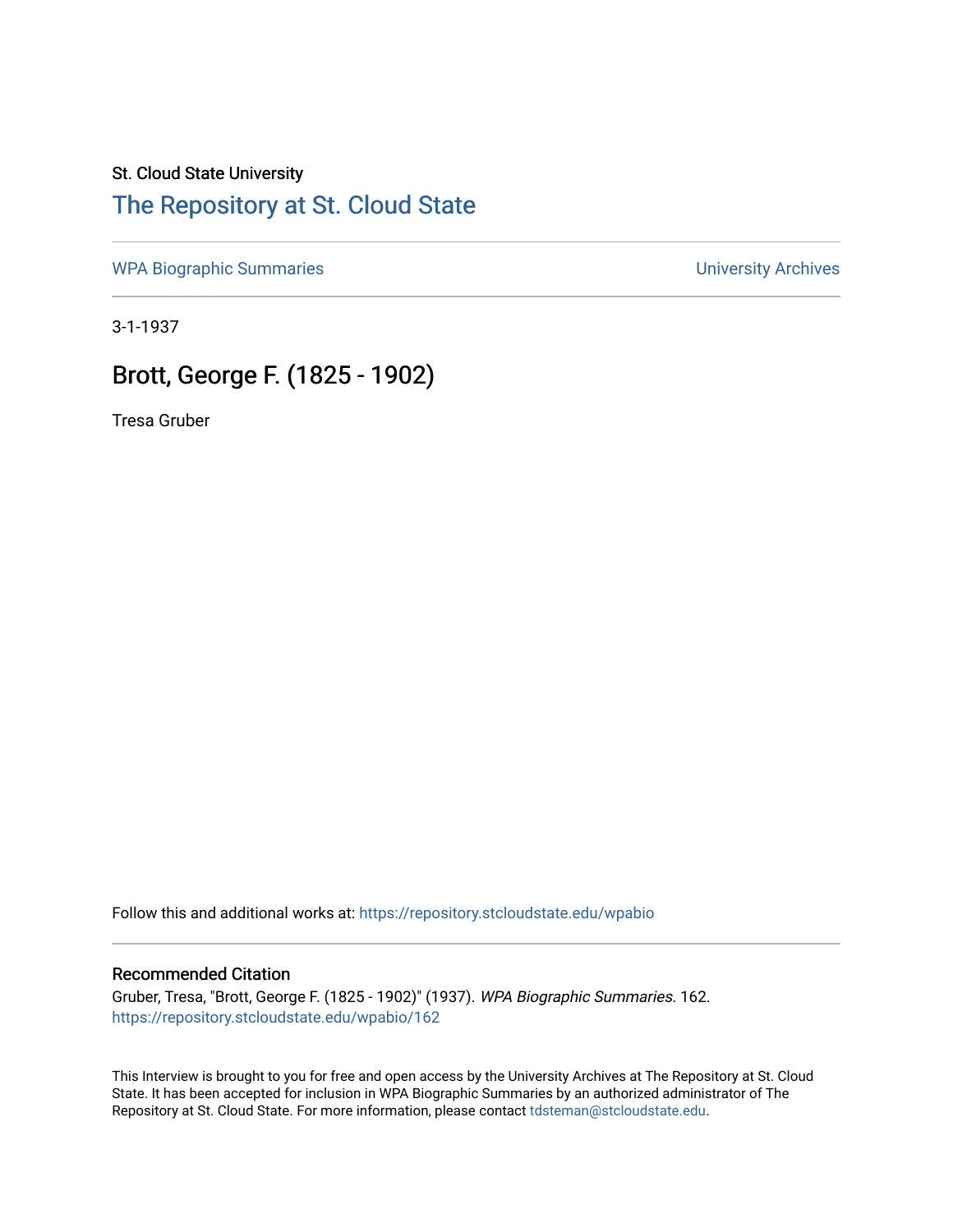St. Cloud State University

# The Repository at St. Cloud State

WPA Biographic Summaries | University Archives

3-1-1937

## Brott, George F. (1825 - 1902)

Tresa Gruber

Follow this and additional works at: https://repository.stcloudstate.edu/wpabio

### Recommended Citation

Gruber, Tresa, "Brott, George F. (1825 - 1902)" (1937). *WPA Biographic Summaries*. 162.
https://repository.stcloudstate.edu/wpabio/162

This Interview is brought to you for free and open access by the University Archives at The Repository at St. Cloud State. It has been accepted for inclusion in WPA Biographic Summaries by an authorized administrator of The Repository at St. Cloud State. For more information, please contact tdsteman@stcloudstate.edu.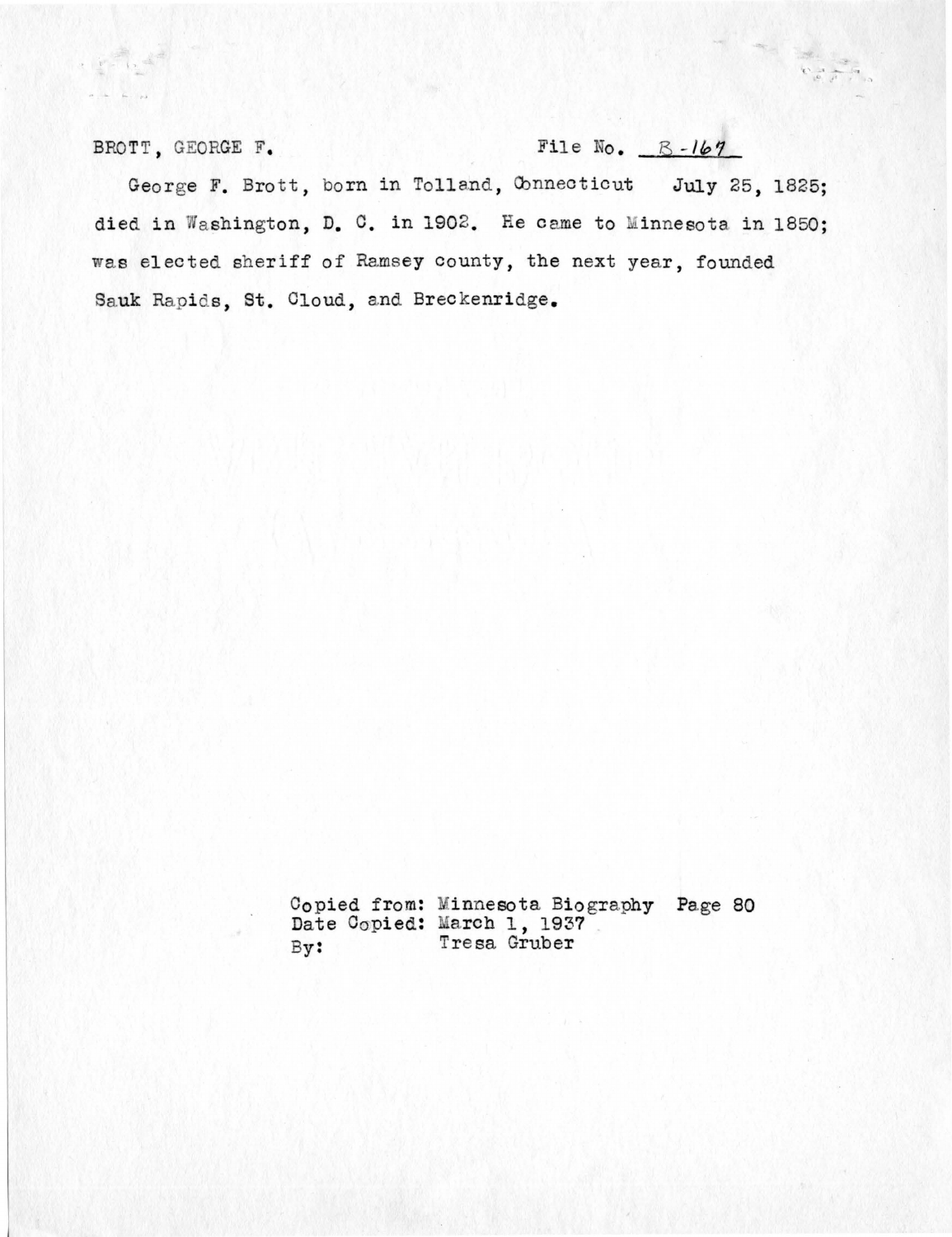BROTT, GEORGE F. File No. B-167

George F. Brott, born in Tolland, Connecticut July 25, 1825; died in Washington, D. C. in 1902. He came to Minnesota in 1850; was elected sheriff of Ramsey county, the next year, founded Sauk Rapids, St. Cloud, and Breckenridge.

Copied from: Minnesota Biography Page 80
Date Copied: March 1, 1937
By: Tresa Gruber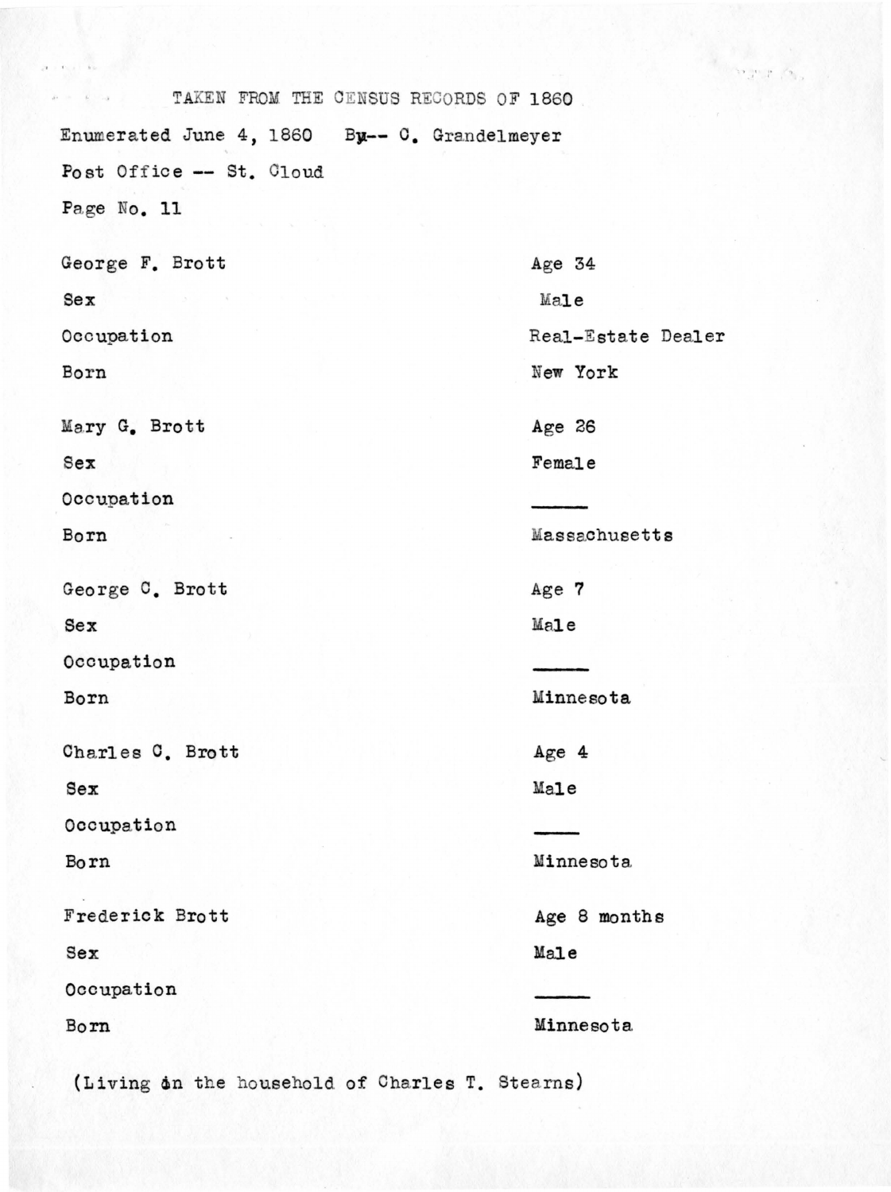TAKEN FROM THE CENSUS RECORDS OF 1860

Enumerated June 4, 1860 By-- C. Grandelmeyer

Post Office -- St. Cloud

Page No. 11

| | |
|---|---|
| George F. Brott | Age 34 |
| Sex | Male |
| Occupation | Real-Estate Dealer |
| Born | New York |
| | |
| Mary G. Brott | Age 26 |
| Sex | Female |
| Occupation | ——— |
| Born | Massachusetts |
| | |
| George C. Brott | Age 7 |
| Sex | Male |
| Occupation | ——— |
| Born | Minnesota |
| | |
| Charles C. Brott | Age 4 |
| Sex | Male |
| Occupation | ——— |
| Born | Minnesota |
| | |
| Frederick Brott | Age 8 months |
| Sex | Male |
| Occupation | ——— |
| Born | Minnesota |

(Living in the household of Charles T. Stearns)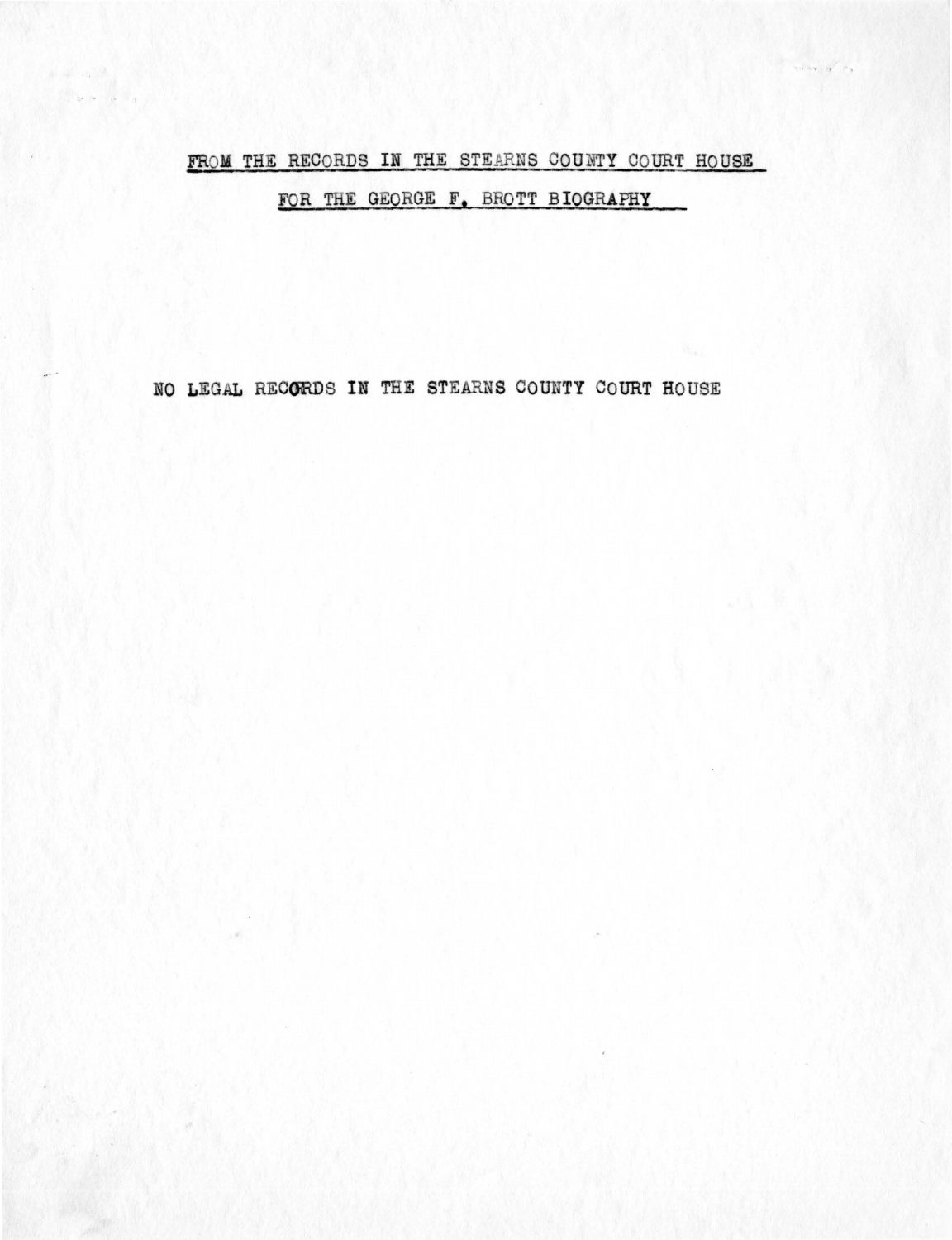## FROM THE RECORDS IN THE STEARNS COUNTY COURT HOUSE

## FOR THE GEORGE F. BROTT BIOGRAPHY

NO LEGAL RECORDS IN THE STEARNS COUNTY COURT HOUSE